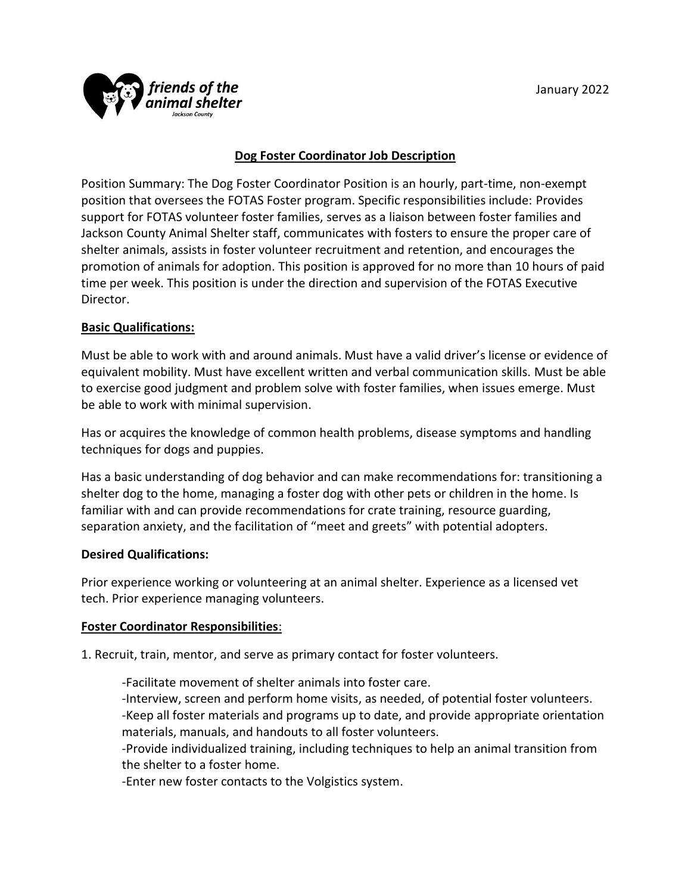friends of the animal shelter
Jackson County

January 2022

## Dog Foster Coordinator Job Description

Position Summary: The Dog Foster Coordinator Position is an hourly, part-time, non-exempt position that oversees the FOTAS Foster program. Specific responsibilities include: Provides support for FOTAS volunteer foster families, serves as a liaison between foster families and Jackson County Animal Shelter staff, communicates with fosters to ensure the proper care of shelter animals, assists in foster volunteer recruitment and retention, and encourages the promotion of animals for adoption. This position is approved for no more than 10 hours of paid time per week. This position is under the direction and supervision of the FOTAS Executive Director.

### Basic Qualifications:

Must be able to work with and around animals. Must have a valid driver's license or evidence of equivalent mobility. Must have excellent written and verbal communication skills. Must be able to exercise good judgment and problem solve with foster families, when issues emerge. Must be able to work with minimal supervision.

Has or acquires the knowledge of common health problems, disease symptoms and handling techniques for dogs and puppies.

Has a basic understanding of dog behavior and can make recommendations for: transitioning a shelter dog to the home, managing a foster dog with other pets or children in the home. Is familiar with and can provide recommendations for crate training, resource guarding, separation anxiety, and the facilitation of "meet and greets" with potential adopters.

### Desired Qualifications:

Prior experience working or volunteering at an animal shelter. Experience as a licensed vet tech. Prior experience managing volunteers.

### Foster Coordinator Responsibilities:

1. Recruit, train, mentor, and serve as primary contact for foster volunteers.

   -Facilitate movement of shelter animals into foster care.
   -Interview, screen and perform home visits, as needed, of potential foster volunteers.
   -Keep all foster materials and programs up to date, and provide appropriate orientation materials, manuals, and handouts to all foster volunteers.
   -Provide individualized training, including techniques to help an animal transition from the shelter to a foster home.
   -Enter new foster contacts to the Volgistics system.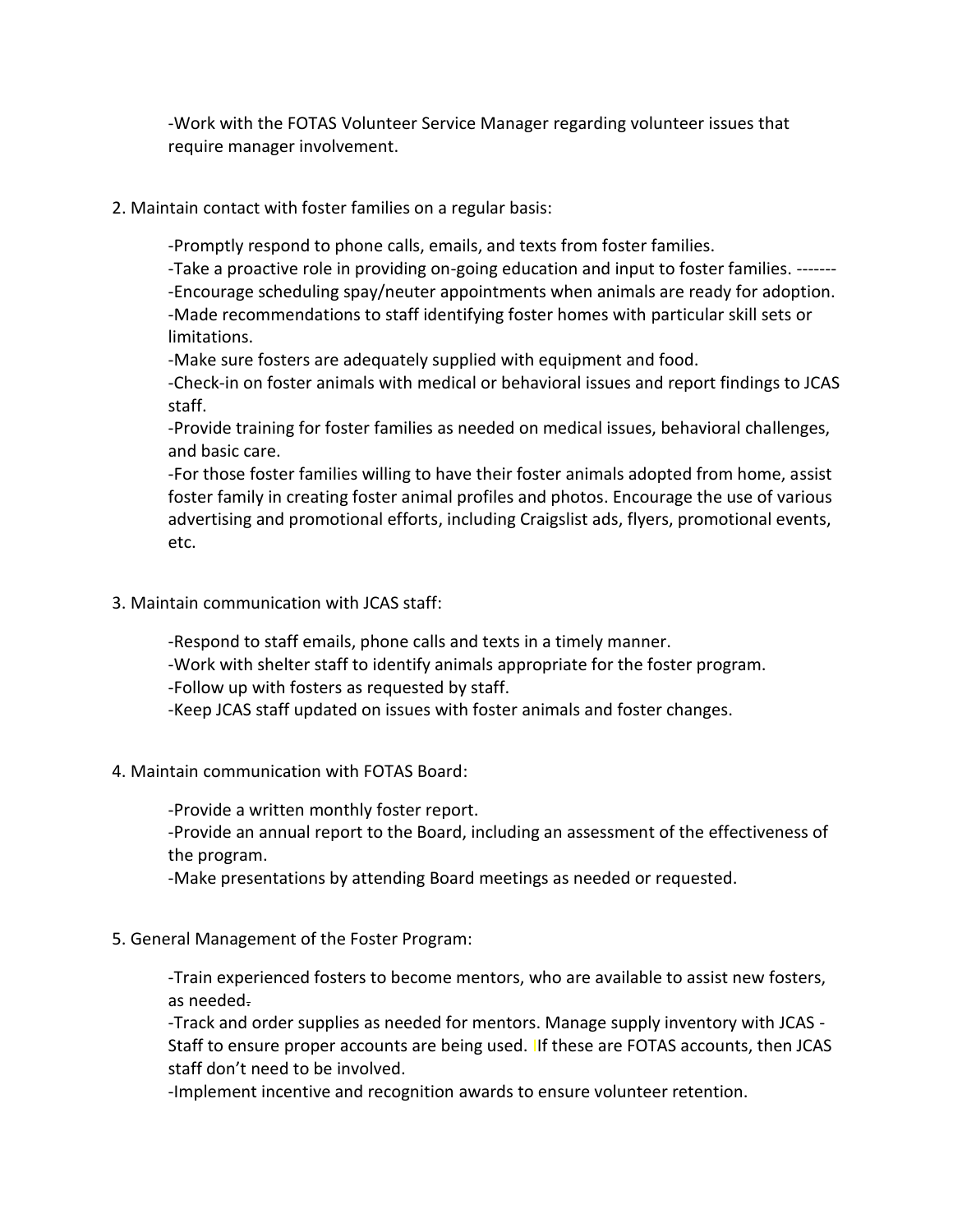-Work with the FOTAS Volunteer Service Manager regarding volunteer issues that require manager involvement.

2. Maintain contact with foster families on a regular basis:

   -Promptly respond to phone calls, emails, and texts from foster families.
   -Take a proactive role in providing on-going education and input to foster families. -------
   -Encourage scheduling spay/neuter appointments when animals are ready for adoption.
   -Made recommendations to staff identifying foster homes with particular skill sets or limitations.
   -Make sure fosters are adequately supplied with equipment and food.
   -Check-in on foster animals with medical or behavioral issues and report findings to JCAS staff.
   -Provide training for foster families as needed on medical issues, behavioral challenges, and basic care.
   -For those foster families willing to have their foster animals adopted from home, assist foster family in creating foster animal profiles and photos. Encourage the use of various advertising and promotional efforts, including Craigslist ads, flyers, promotional events, etc.

3. Maintain communication with JCAS staff:

   -Respond to staff emails, phone calls and texts in a timely manner.
   -Work with shelter staff to identify animals appropriate for the foster program.
   -Follow up with fosters as requested by staff.
   -Keep JCAS staff updated on issues with foster animals and foster changes.

4. Maintain communication with FOTAS Board:

   -Provide a written monthly foster report.
   -Provide an annual report to the Board, including an assessment of the effectiveness of the program.
   -Make presentations by attending Board meetings as needed or requested.

5. General Management of the Foster Program:

   -Train experienced fosters to become mentors, who are available to assist new fosters, as needed.
   -Track and order supplies as needed for mentors. Manage supply inventory with JCAS - Staff to ensure proper accounts are being used. IIf these are FOTAS accounts, then JCAS staff don't need to be involved.
   -Implement incentive and recognition awards to ensure volunteer retention.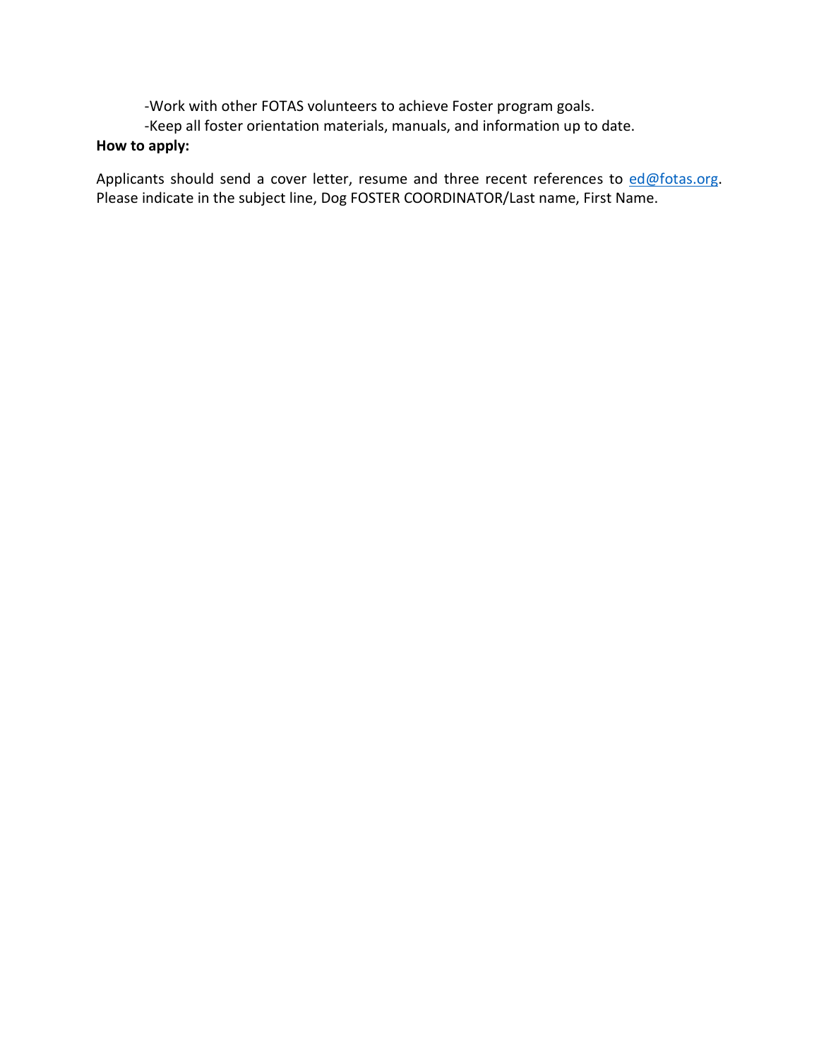-Work with other FOTAS volunteers to achieve Foster program goals.
-Keep all foster orientation materials, manuals, and information up to date.

**How to apply:**

Applicants should send a cover letter, resume and three recent references to ed@fotas.org. Please indicate in the subject line, Dog FOSTER COORDINATOR/Last name, First Name.